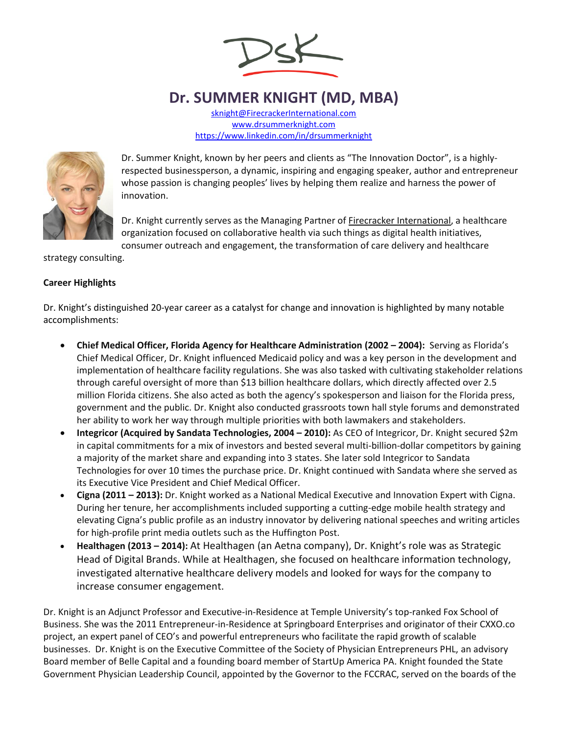# Dr. SUMMER KNIGHT (MD, MBA)

sknight@FirecrackerInternational.com
www.drsummerknight.com
https://www.linkedin.com/in/drsummerknight

Dr. Summer Knight, known by her peers and clients as “The Innovation Doctor”, is a highly-respected businessperson, a dynamic, inspiring and engaging speaker, author and entrepreneur whose passion is changing peoples’ lives by helping them realize and harness the power of innovation.

Dr. Knight currently serves as the Managing Partner of Firecracker International, a healthcare organization focused on collaborative health via such things as digital health initiatives, consumer outreach and engagement, the transformation of care delivery and healthcare strategy consulting.

**Career Highlights**

Dr. Knight’s distinguished 20-year career as a catalyst for change and innovation is highlighted by many notable accomplishments:

- **Chief Medical Officer, Florida Agency for Healthcare Administration (2002 – 2004):** Serving as Florida’s Chief Medical Officer, Dr. Knight influenced Medicaid policy and was a key person in the development and implementation of healthcare facility regulations. She was also tasked with cultivating stakeholder relations through careful oversight of more than $13 billion healthcare dollars, which directly affected over 2.5 million Florida citizens. She also acted as both the agency’s spokesperson and liaison for the Florida press, government and the public. Dr. Knight also conducted grassroots town hall style forums and demonstrated her ability to work her way through multiple priorities with both lawmakers and stakeholders.
- **Integricor (Acquired by Sandata Technologies, 2004 – 2010):** As CEO of Integricor, Dr. Knight secured $2m in capital commitments for a mix of investors and bested several multi-billion-dollar competitors by gaining a majority of the market share and expanding into 3 states. She later sold Integricor to Sandata Technologies for over 10 times the purchase price. Dr. Knight continued with Sandata where she served as its Executive Vice President and Chief Medical Officer.
- **Cigna (2011 – 2013):** Dr. Knight worked as a National Medical Executive and Innovation Expert with Cigna. During her tenure, her accomplishments included supporting a cutting-edge mobile health strategy and elevating Cigna’s public profile as an industry innovator by delivering national speeches and writing articles for high-profile print media outlets such as the Huffington Post.
- **Healthagen (2013 – 2014):** At Healthagen (an Aetna company), Dr. Knight’s role was as Strategic Head of Digital Brands. While at Healthagen, she focused on healthcare information technology, investigated alternative healthcare delivery models and looked for ways for the company to increase consumer engagement.

Dr. Knight is an Adjunct Professor and Executive-in-Residence at Temple University’s top-ranked Fox School of Business. She was the 2011 Entrepreneur-in-Residence at Springboard Enterprises and originator of their CXXO.co project, an expert panel of CEO’s and powerful entrepreneurs who facilitate the rapid growth of scalable businesses. Dr. Knight is on the Executive Committee of the Society of Physician Entrepreneurs PHL, an advisory Board member of Belle Capital and a founding board member of StartUp America PA. Knight founded the State Government Physician Leadership Council, appointed by the Governor to the FCCRAC, served on the boards of the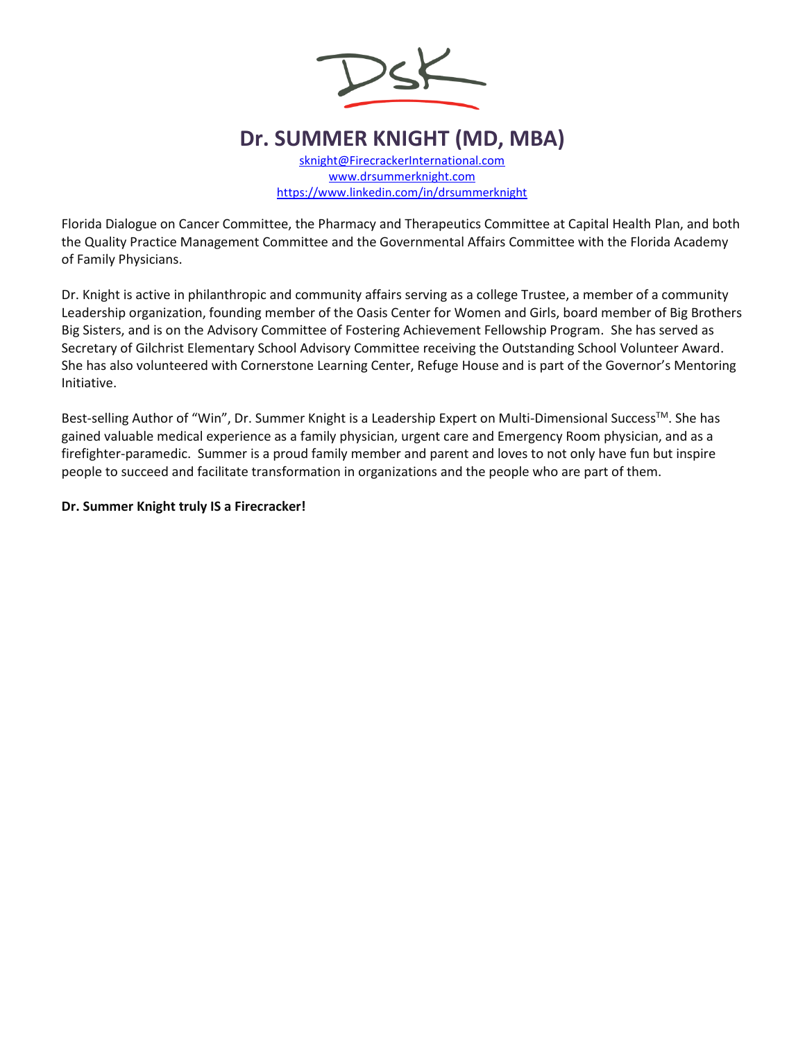# Dr. SUMMER KNIGHT (MD, MBA)

sknight@FirecrackerInternational.com
www.drsummerknight.com
https://www.linkedin.com/in/drsummerknight

Florida Dialogue on Cancer Committee, the Pharmacy and Therapeutics Committee at Capital Health Plan, and both the Quality Practice Management Committee and the Governmental Affairs Committee with the Florida Academy of Family Physicians.

Dr. Knight is active in philanthropic and community affairs serving as a college Trustee, a member of a community Leadership organization, founding member of the Oasis Center for Women and Girls, board member of Big Brothers Big Sisters, and is on the Advisory Committee of Fostering Achievement Fellowship Program. She has served as Secretary of Gilchrist Elementary School Advisory Committee receiving the Outstanding School Volunteer Award. She has also volunteered with Cornerstone Learning Center, Refuge House and is part of the Governor's Mentoring Initiative.

Best-selling Author of "Win", Dr. Summer Knight is a Leadership Expert on Multi-Dimensional Success™. She has gained valuable medical experience as a family physician, urgent care and Emergency Room physician, and as a firefighter-paramedic. Summer is a proud family member and parent and loves to not only have fun but inspire people to succeed and facilitate transformation in organizations and the people who are part of them.

**Dr. Summer Knight truly IS a Firecracker!**